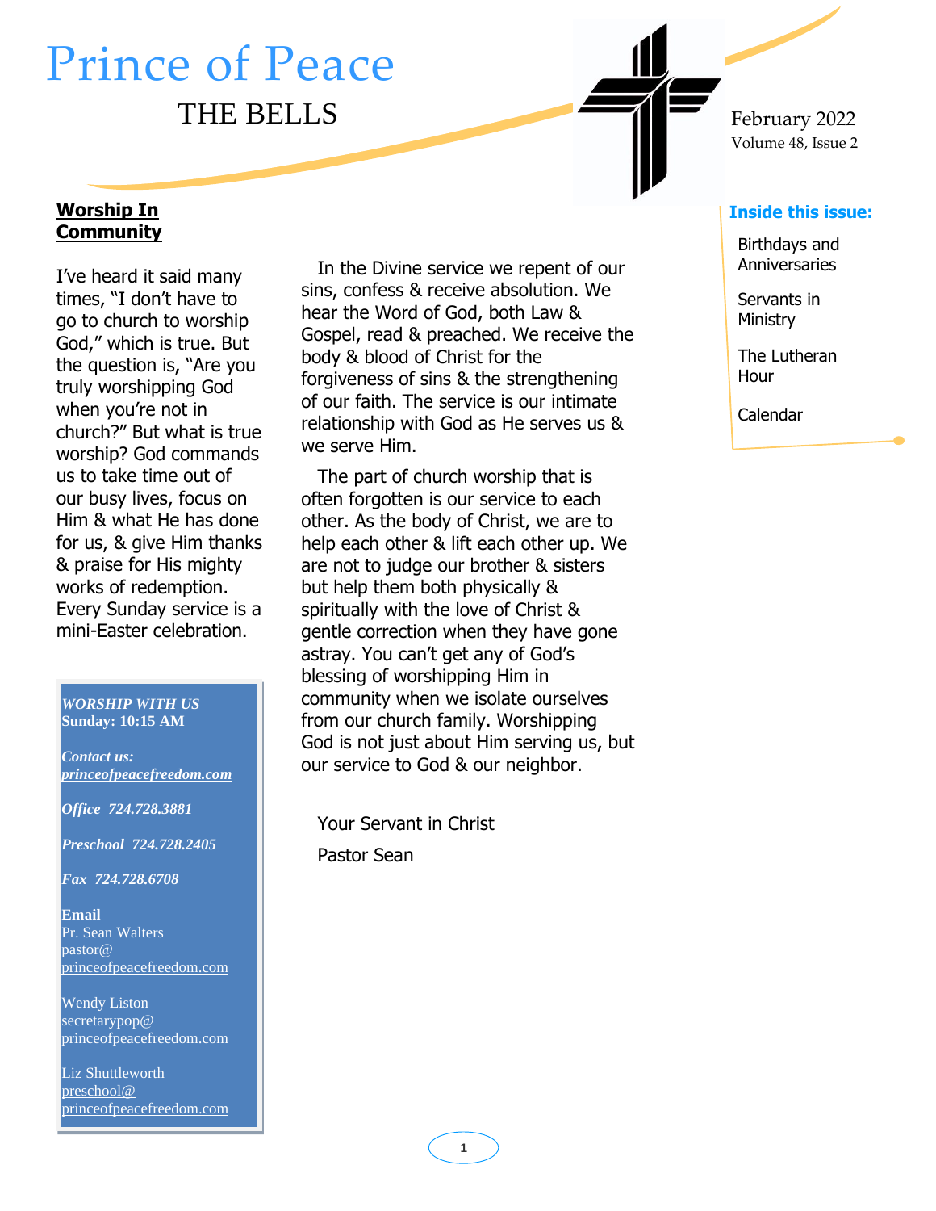# Prince of Peace

## THE BELLS

February 2022
Volume 48, Issue 2

**Inside this issue:**

- Birthdays and Anniversaries
- Servants in Ministry
- The Lutheran Hour
- Calendar

## Worship In Community

I've heard it said many times, "I don't have to go to church to worship God," which is true. But the question is, "Are you truly worshipping God when you're not in church?" But what is true worship? God commands us to take time out of our busy lives, focus on Him & what He has done for us, & give Him thanks & praise for His mighty works of redemption. Every Sunday service is a mini-Easter celebration.

In the Divine service we repent of our sins, confess & receive absolution. We hear the Word of God, both Law & Gospel, read & preached. We receive the body & blood of Christ for the forgiveness of sins & the strengthening of our faith. The service is our intimate relationship with God as He serves us & we serve Him.

The part of church worship that is often forgotten is our service to each other. As the body of Christ, we are to help each other & lift each other up. We are not to judge our brother & sisters but help them both physically & spiritually with the love of Christ & gentle correction when they have gone astray. You can't get any of God's blessing of worshipping Him in community when we isolate ourselves from our church family. Worshipping God is not just about Him serving us, but our service to God & our neighbor.

Your Servant in Christ

Pastor Sean

***WORSHIP WITH US***
**Sunday: 10:15 AM**

***Contact us:***
***princeofpeacefreedom.com***

***Office 724.728.3881***

***Preschool 724.728.2405***

***Fax 724.728.6708***

**Email**
Pr. Sean Walters
pastor@princeofpeacefreedom.com

Wendy Liston
secretarypop@princeofpeacefreedom.com

Liz Shuttleworth
preschool@princeofpeacefreedom.com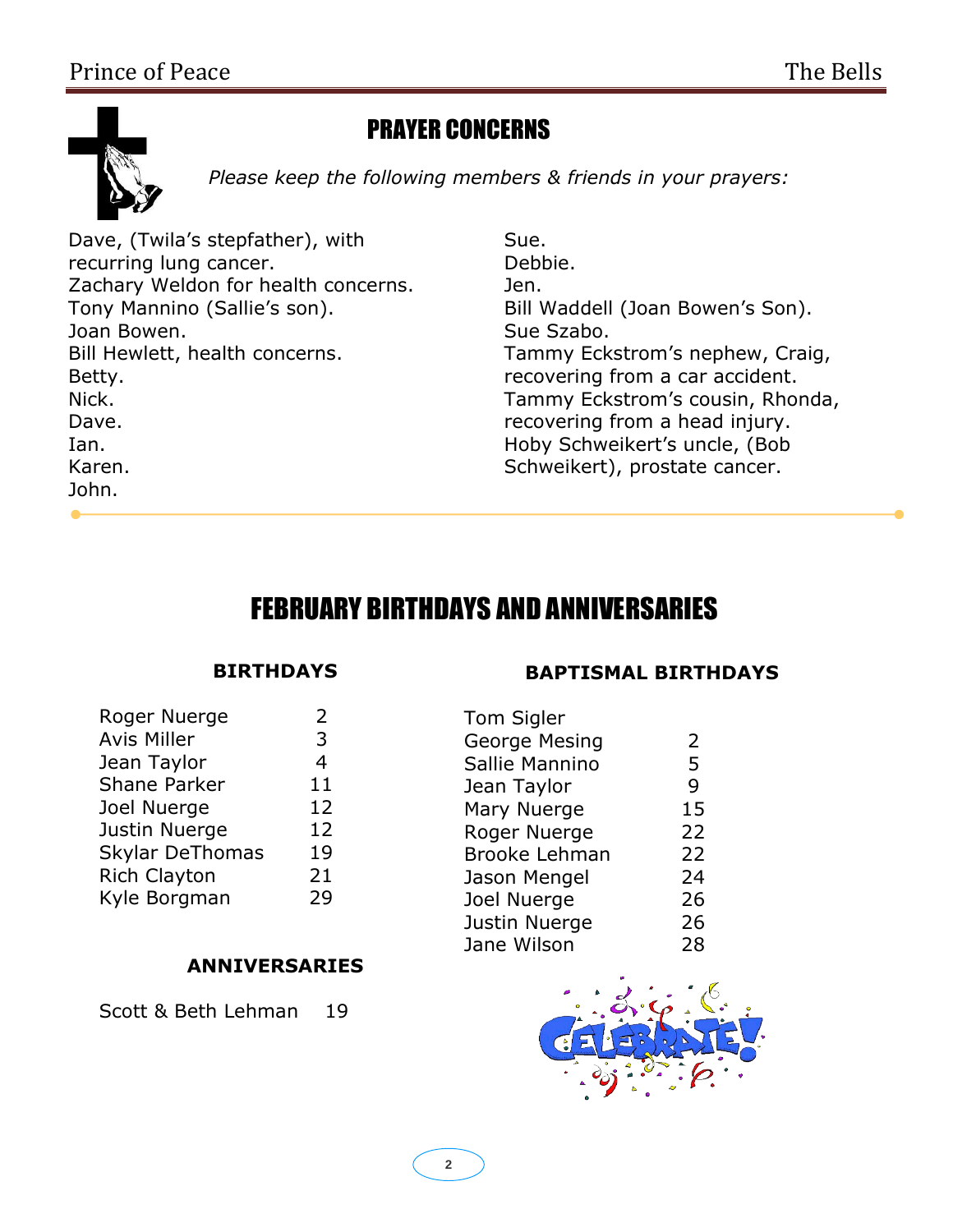## PRAYER CONCERNS

*Please keep the following members & friends in your prayers:*

Dave, (Twila's stepfather), with recurring lung cancer.
Zachary Weldon for health concerns.
Tony Mannino (Sallie's son).
Joan Bowen.
Bill Hewlett, health concerns.
Betty.
Nick.
Dave.
Ian.
Karen.
John.
Sue.
Debbie.
Jen.
Bill Waddell (Joan Bowen's Son).
Sue Szabo.
Tammy Eckstrom's nephew, Craig, recovering from a car accident.
Tammy Eckstrom's cousin, Rhonda, recovering from a head injury.
Hoby Schweikert's uncle, (Bob Schweikert), prostate cancer.

## FEBRUARY BIRTHDAYS AND ANNIVERSARIES

### BIRTHDAYS

| Name | Day |
|---|---|
| Roger Nuerge | 2 |
| Avis Miller | 3 |
| Jean Taylor | 4 |
| Shane Parker | 11 |
| Joel Nuerge | 12 |
| Justin Nuerge | 12 |
| Skylar DeThomas | 19 |
| Rich Clayton | 21 |
| Kyle Borgman | 29 |

### ANNIVERSARIES

| Name | Day |
|---|---|
| Scott & Beth Lehman | 19 |

### BAPTISMAL BIRTHDAYS

| Name | Day |
|---|---|
| Tom Sigler | |
| George Mesing | 2 |
| Sallie Mannino | 5 |
| Jean Taylor | 9 |
| Mary Nuerge | 15 |
| Roger Nuerge | 22 |
| Brooke Lehman | 22 |
| Jason Mengel | 24 |
| Joel Nuerge | 26 |
| Justin Nuerge | 26 |
| Jane Wilson | 28 |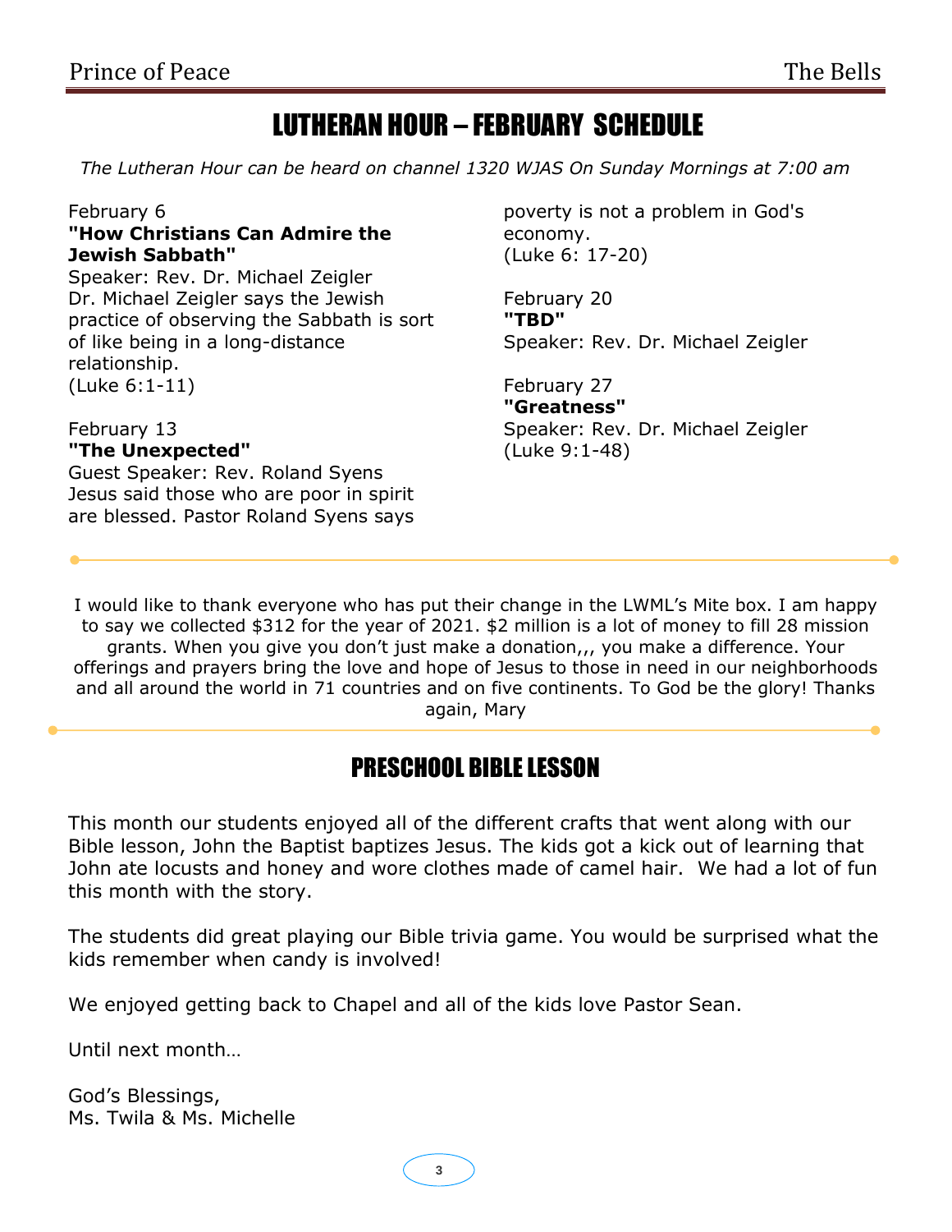# LUTHERAN HOUR – FEBRUARY SCHEDULE

*The Lutheran Hour can be heard on channel 1320 WJAS On Sunday Mornings at 7:00 am*

February 6
**"How Christians Can Admire the Jewish Sabbath"**
Speaker: Rev. Dr. Michael Zeigler
Dr. Michael Zeigler says the Jewish practice of observing the Sabbath is sort of like being in a long-distance relationship.
(Luke 6:1-11)

February 13
**"The Unexpected"**
Guest Speaker: Rev. Roland Syens
Jesus said those who are poor in spirit are blessed. Pastor Roland Syens says poverty is not a problem in God's economy.
(Luke 6: 17-20)

February 20
**"TBD"**
Speaker: Rev. Dr. Michael Zeigler

February 27
**"Greatness"**
Speaker: Rev. Dr. Michael Zeigler
(Luke 9:1-48)

---

I would like to thank everyone who has put their change in the LWML's Mite box. I am happy to say we collected $312 for the year of 2021. $2 million is a lot of money to fill 28 mission grants. When you give you don't just make a donation,,, you make a difference. Your offerings and prayers bring the love and hope of Jesus to those in need in our neighborhoods and all around the world in 71 countries and on five continents. To God be the glory! Thanks again, Mary

---

# PRESCHOOL BIBLE LESSON

This month our students enjoyed all of the different crafts that went along with our Bible lesson, John the Baptist baptizes Jesus. The kids got a kick out of learning that John ate locusts and honey and wore clothes made of camel hair. We had a lot of fun this month with the story.

The students did great playing our Bible trivia game. You would be surprised what the kids remember when candy is involved!

We enjoyed getting back to Chapel and all of the kids love Pastor Sean.

Until next month…

God's Blessings,
Ms. Twila & Ms. Michelle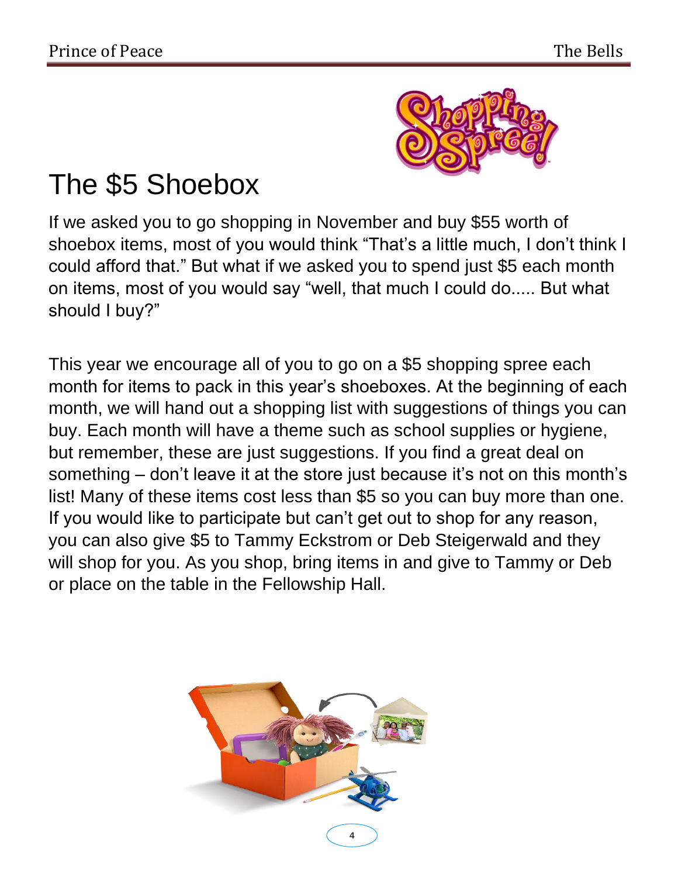# The $5 Shoebox

If we asked you to go shopping in November and buy $55 worth of shoebox items, most of you would think "That's a little much, I don't think I could afford that." But what if we asked you to spend just $5 each month on items, most of you would say "well, that much I could do..... But what should I buy?"

This year we encourage all of you to go on a $5 shopping spree each month for items to pack in this year's shoeboxes. At the beginning of each month, we will hand out a shopping list with suggestions of things you can buy. Each month will have a theme such as school supplies or hygiene, but remember, these are just suggestions. If you find a great deal on something – don't leave it at the store just because it's not on this month's list! Many of these items cost less than $5 so you can buy more than one. If you would like to participate but can't get out to shop for any reason, you can also give $5 to Tammy Eckstrom or Deb Steigerwald and they will shop for you. As you shop, bring items in and give to Tammy or Deb or place on the table in the Fellowship Hall.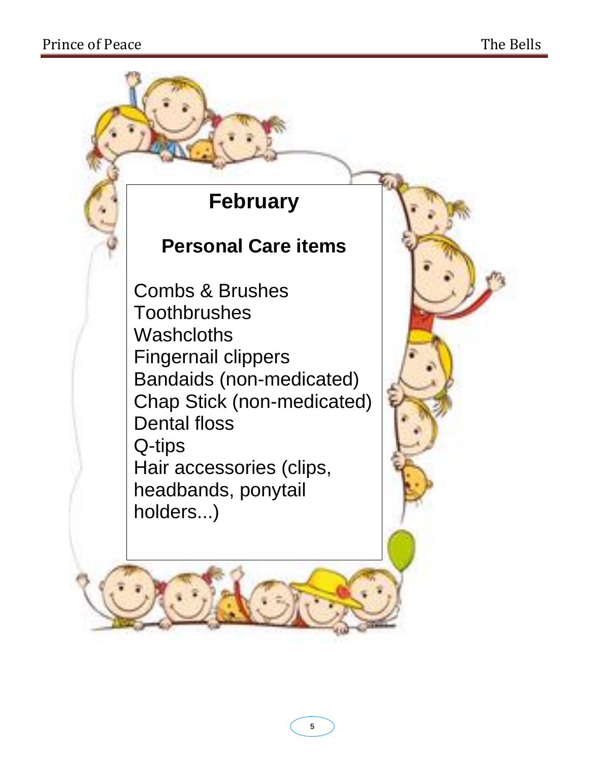# February

## Personal Care items

Combs & Brushes
Toothbrushes
Washcloths
Fingernail clippers
Bandaids (non-medicated)
Chap Stick (non-medicated)
Dental floss
Q-tips
Hair accessories (clips, headbands, ponytail holders...)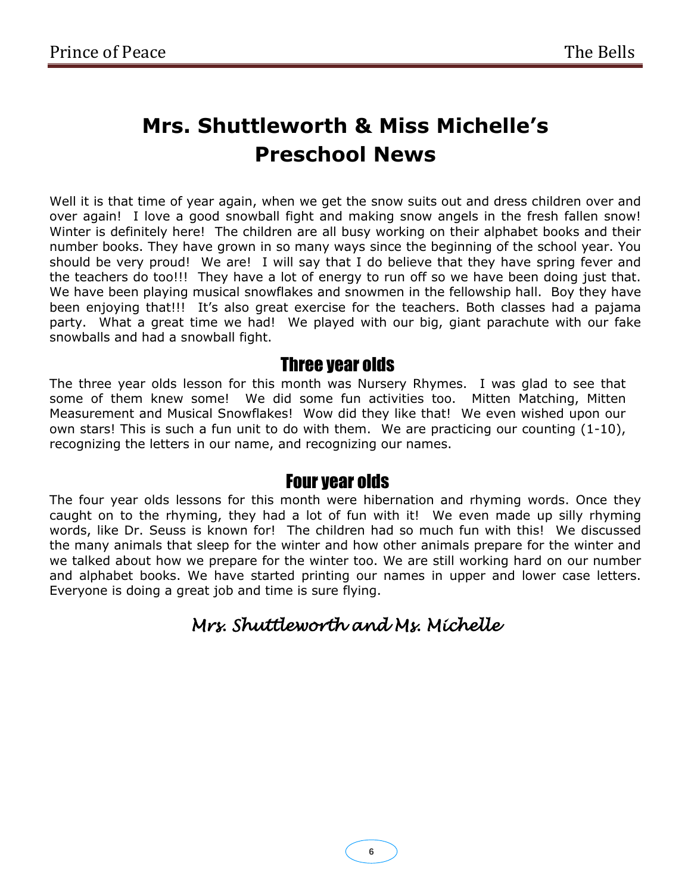# Mrs. Shuttleworth & Miss Michelle's Preschool News

Well it is that time of year again, when we get the snow suits out and dress children over and over again! I love a good snowball fight and making snow angels in the fresh fallen snow! Winter is definitely here! The children are all busy working on their alphabet books and their number books. They have grown in so many ways since the beginning of the school year. You should be very proud! We are! I will say that I do believe that they have spring fever and the teachers do too!!! They have a lot of energy to run off so we have been doing just that. We have been playing musical snowflakes and snowmen in the fellowship hall. Boy they have been enjoying that!!! It's also great exercise for the teachers. Both classes had a pajama party. What a great time we had! We played with our big, giant parachute with our fake snowballs and had a snowball fight.

## Three year olds

The three year olds lesson for this month was Nursery Rhymes. I was glad to see that some of them knew some! We did some fun activities too. Mitten Matching, Mitten Measurement and Musical Snowflakes! Wow did they like that! We even wished upon our own stars! This is such a fun unit to do with them. We are practicing our counting (1-10), recognizing the letters in our name, and recognizing our names.

## Four year olds

The four year olds lessons for this month were hibernation and rhyming words. Once they caught on to the rhyming, they had a lot of fun with it! We even made up silly rhyming words, like Dr. Seuss is known for! The children had so much fun with this! We discussed the many animals that sleep for the winter and how other animals prepare for the winter and we talked about how we prepare for the winter too. We are still working hard on our number and alphabet books. We have started printing our names in upper and lower case letters. Everyone is doing a great job and time is sure flying.

*Mrs. Shuttleworth and Ms. Michelle*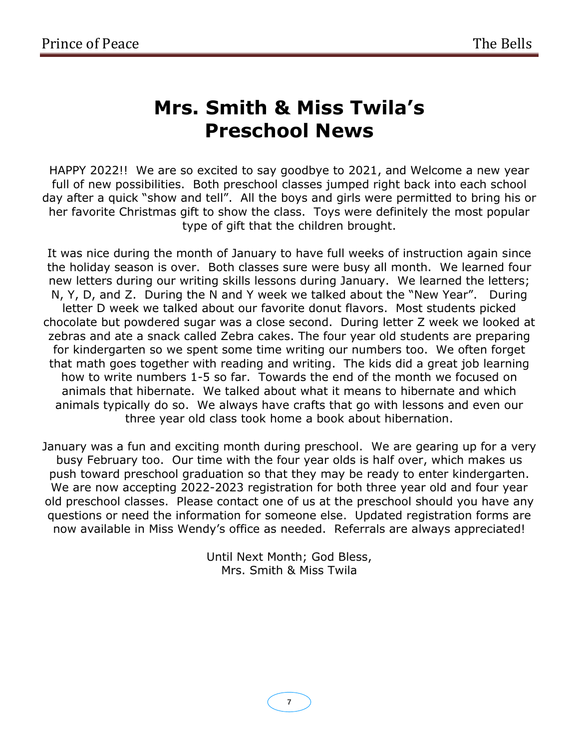# Mrs. Smith & Miss Twila's Preschool News

HAPPY 2022!! We are so excited to say goodbye to 2021, and Welcome a new year full of new possibilities. Both preschool classes jumped right back into each school day after a quick "show and tell". All the boys and girls were permitted to bring his or her favorite Christmas gift to show the class. Toys were definitely the most popular type of gift that the children brought.

It was nice during the month of January to have full weeks of instruction again since the holiday season is over. Both classes sure were busy all month. We learned four new letters during our writing skills lessons during January. We learned the letters; N, Y, D, and Z. During the N and Y week we talked about the "New Year". During letter D week we talked about our favorite donut flavors. Most students picked chocolate but powdered sugar was a close second. During letter Z week we looked at zebras and ate a snack called Zebra cakes. The four year old students are preparing for kindergarten so we spent some time writing our numbers too. We often forget that math goes together with reading and writing. The kids did a great job learning how to write numbers 1-5 so far. Towards the end of the month we focused on animals that hibernate. We talked about what it means to hibernate and which animals typically do so. We always have crafts that go with lessons and even our three year old class took home a book about hibernation.

January was a fun and exciting month during preschool. We are gearing up for a very busy February too. Our time with the four year olds is half over, which makes us push toward preschool graduation so that they may be ready to enter kindergarten. We are now accepting 2022-2023 registration for both three year old and four year old preschool classes. Please contact one of us at the preschool should you have any questions or need the information for someone else. Updated registration forms are now available in Miss Wendy's office as needed. Referrals are always appreciated!

Until Next Month; God Bless,
Mrs. Smith & Miss Twila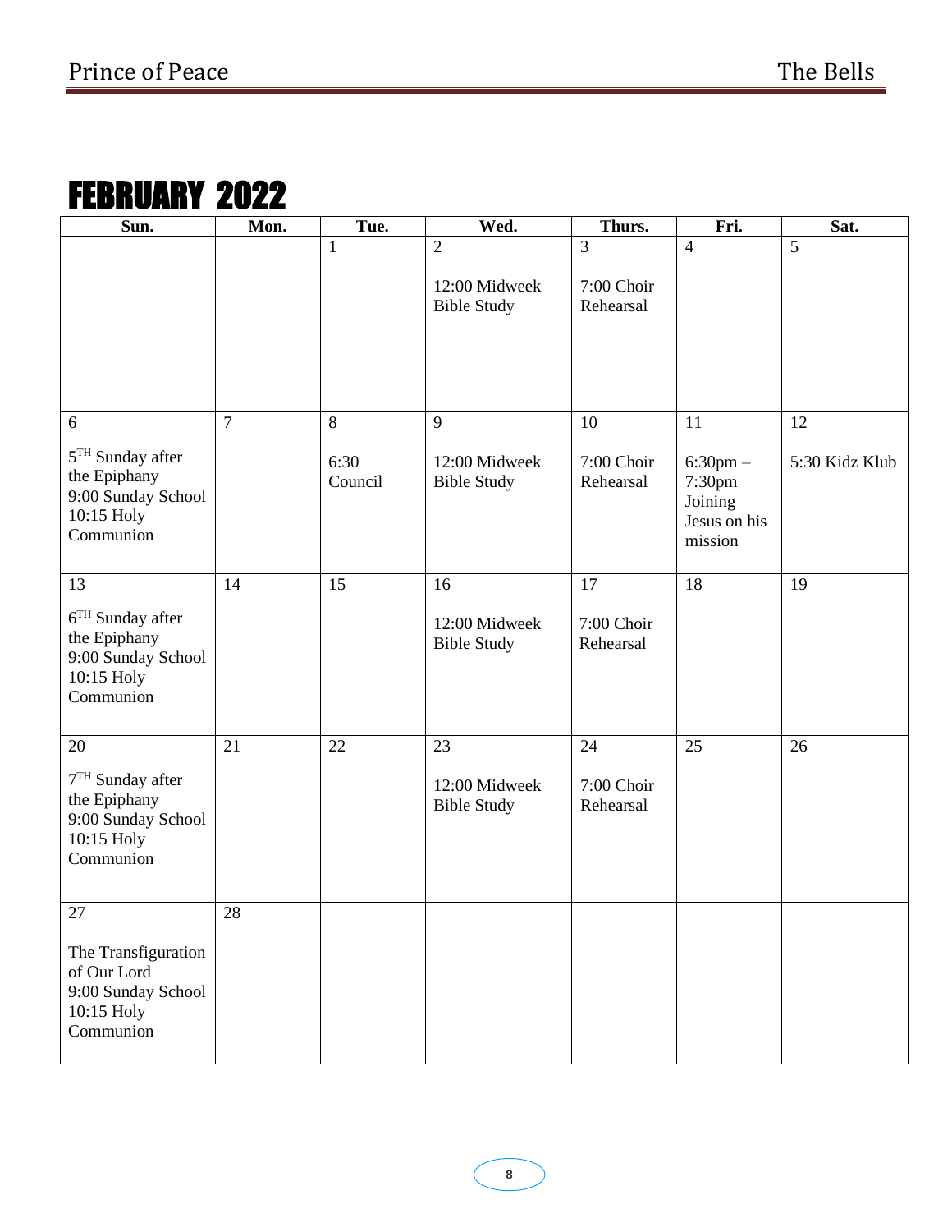# FEBRUARY 2022

| Sun. | Mon. | Tue. | Wed. | Thurs. | Fri. | Sat. |
|---|---|---|---|---|---|---|
| | | 1 | 2<br><br>12:00 Midweek Bible Study | 3<br><br>7:00 Choir Rehearsal | 4 | 5 |
| 6<br><br>5TH Sunday after the Epiphany<br>9:00 Sunday School<br>10:15 Holy Communion | 7 | 8<br><br>6:30 Council | 9<br><br>12:00 Midweek Bible Study | 10<br><br>7:00 Choir Rehearsal | 11<br><br>6:30pm – 7:30pm Joining Jesus on his mission | 12<br><br>5:30 Kidz Klub |
| 13<br><br>6TH Sunday after the Epiphany<br>9:00 Sunday School<br>10:15 Holy Communion | 14 | 15 | 16<br><br>12:00 Midweek Bible Study | 17<br><br>7:00 Choir Rehearsal | 18 | 19 |
| 20<br><br>7TH Sunday after the Epiphany<br>9:00 Sunday School<br>10:15 Holy Communion | 21 | 22 | 23<br><br>12:00 Midweek Bible Study | 24<br><br>7:00 Choir Rehearsal | 25 | 26 |
| 27<br><br>The Transfiguration of Our Lord<br>9:00 Sunday School<br>10:15 Holy Communion | 28 | | | | | |